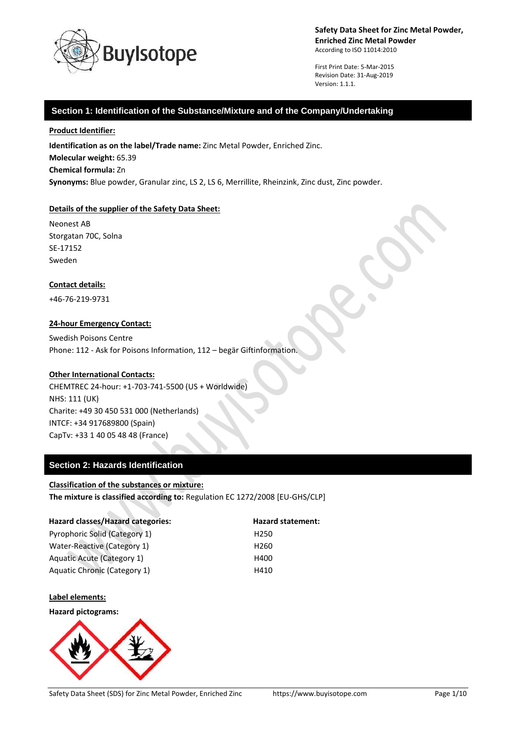**Safety Data Sheet for Zinc Metal Powder, Enriched Zinc Metal Powder**
According to ISO 11014:2010

First Print Date: 5-Mar-2015
Revision Date: 31-Aug-2019
Version: 1.1.1.

## Section 1: Identification of the Substance/Mixture and of the Company/Undertaking

**Product Identifier:**

**Identification as on the label/Trade name:** Zinc Metal Powder, Enriched Zinc.
**Molecular weight:** 65.39
**Chemical formula:** Zn
**Synonyms:** Blue powder, Granular zinc, LS 2, LS 6, Merrillite, Rheinzink, Zinc dust, Zinc powder.

**Details of the supplier of the Safety Data Sheet:**

Neonest AB
Storgatan 70C, Solna
SE-17152
Sweden

**Contact details:**

+46-76-219-9731

**24-hour Emergency Contact:**

Swedish Poisons Centre
Phone: 112 - Ask for Poisons Information, 112 – begär Giftinformation.

**Other International Contacts:**

CHEMTREC 24-hour: +1-703-741-5500 (US + Worldwide)
NHS: 111 (UK)
Charite: +49 30 450 531 000 (Netherlands)
INTCF: +34 917689800 (Spain)
CapTv: +33 1 40 05 48 48 (France)

## Section 2: Hazards Identification

**Classification of the substances or mixture:**
**The mixture is classified according to:** Regulation EC 1272/2008 [EU-GHS/CLP]

| Hazard classes/Hazard categories: | Hazard statement: |
| --- | --- |
| Pyrophoric Solid (Category 1) | H250 |
| Water-Reactive (Category 1) | H260 |
| Aquatic Acute (Category 1) | H400 |
| Aquatic Chronic (Category 1) | H410 |

**Label elements:**

**Hazard pictograms:**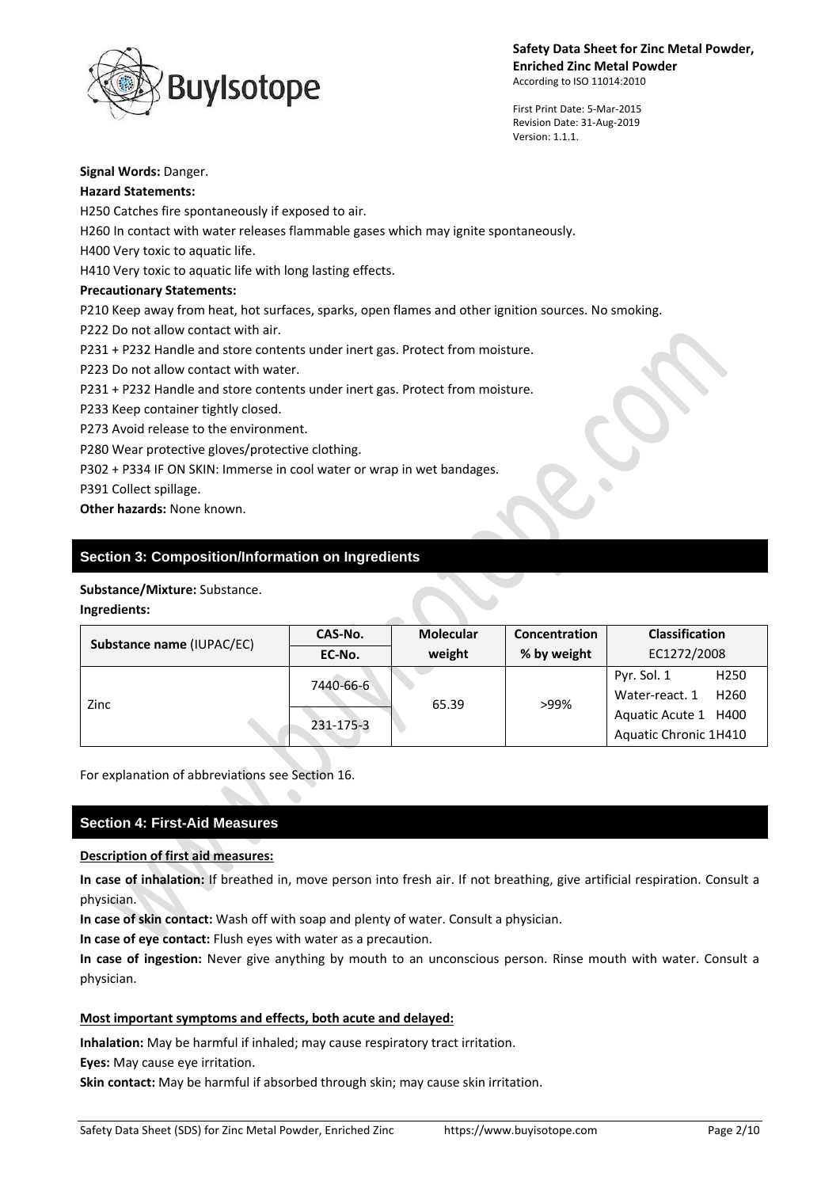**Signal Words:** Danger.

**Hazard Statements:**

H250 Catches fire spontaneously if exposed to air.

H260 In contact with water releases flammable gases which may ignite spontaneously.

H400 Very toxic to aquatic life.

H410 Very toxic to aquatic life with long lasting effects.

**Precautionary Statements:**

P210 Keep away from heat, hot surfaces, sparks, open flames and other ignition sources. No smoking.

P222 Do not allow contact with air.

P231 + P232 Handle and store contents under inert gas. Protect from moisture.

P223 Do not allow contact with water.

P231 + P232 Handle and store contents under inert gas. Protect from moisture.

P233 Keep container tightly closed.

P273 Avoid release to the environment.

P280 Wear protective gloves/protective clothing.

P302 + P334 IF ON SKIN: Immerse in cool water or wrap in wet bandages.

P391 Collect spillage.

**Other hazards:** None known.

## Section 3: Composition/Information on Ingredients

**Substance/Mixture:** Substance.

**Ingredients:**

| Substance name (IUPAC/EC) | CAS-No. / EC-No. | Molecular weight | Concentration % by weight | Classification EC1272/2008 |
|---|---|---|---|---|
| Zinc | 7440-66-6 / 231-175-3 | 65.39 | >99% | Pyr. Sol. 1 H250<br>Water-react. 1 H260<br>Aquatic Acute 1 H400<br>Aquatic Chronic 1 H410 |

For explanation of abbreviations see Section 16.

## Section 4: First-Aid Measures

**Description of first aid measures:**

**In case of inhalation:** If breathed in, move person into fresh air. If not breathing, give artificial respiration. Consult a physician.

**In case of skin contact:** Wash off with soap and plenty of water. Consult a physician.

**In case of eye contact:** Flush eyes with water as a precaution.

**In case of ingestion:** Never give anything by mouth to an unconscious person. Rinse mouth with water. Consult a physician.

**Most important symptoms and effects, both acute and delayed:**

**Inhalation:** May be harmful if inhaled; may cause respiratory tract irritation.

**Eyes:** May cause eye irritation.

**Skin contact:** May be harmful if absorbed through skin; may cause skin irritation.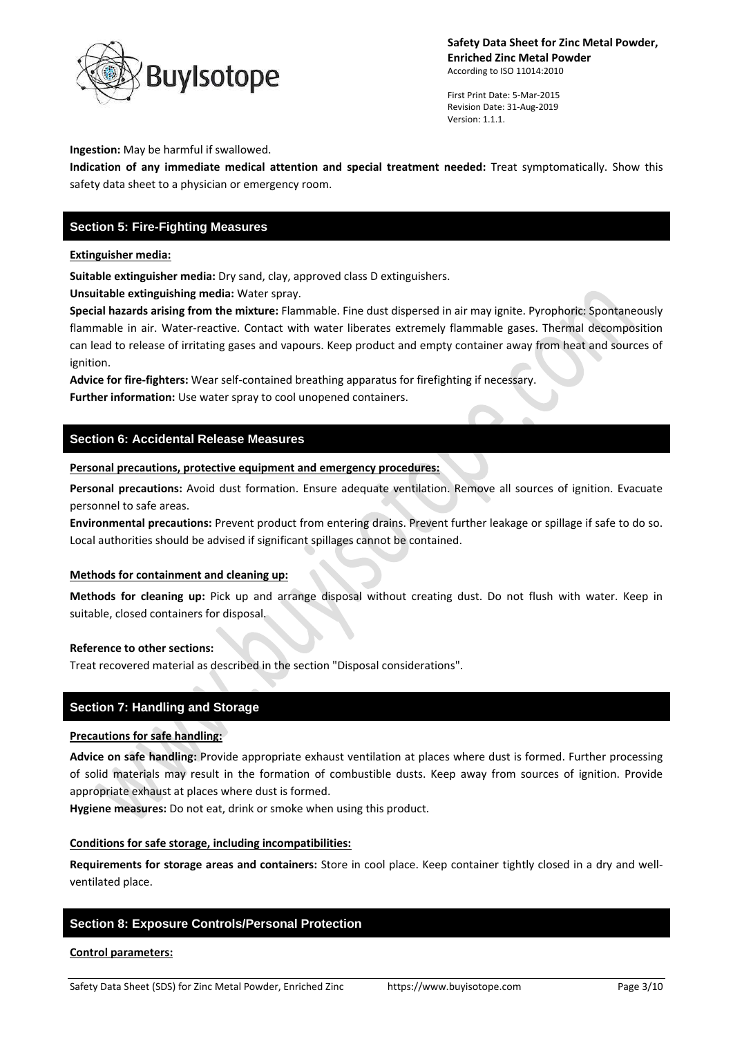**Ingestion:** May be harmful if swallowed.

**Indication of any immediate medical attention and special treatment needed:** Treat symptomatically. Show this safety data sheet to a physician or emergency room.

## Section 5: Fire-Fighting Measures

**Extinguisher media:**

**Suitable extinguisher media:** Dry sand, clay, approved class D extinguishers.

**Unsuitable extinguishing media:** Water spray.

**Special hazards arising from the mixture:** Flammable. Fine dust dispersed in air may ignite. Pyrophoric: Spontaneously flammable in air. Water-reactive. Contact with water liberates extremely flammable gases. Thermal decomposition can lead to release of irritating gases and vapours. Keep product and empty container away from heat and sources of ignition.

**Advice for fire-fighters:** Wear self-contained breathing apparatus for firefighting if necessary.

**Further information:** Use water spray to cool unopened containers.

## Section 6: Accidental Release Measures

**Personal precautions, protective equipment and emergency procedures:**

**Personal precautions:** Avoid dust formation. Ensure adequate ventilation. Remove all sources of ignition. Evacuate personnel to safe areas.

**Environmental precautions:** Prevent product from entering drains. Prevent further leakage or spillage if safe to do so. Local authorities should be advised if significant spillages cannot be contained.

**Methods for containment and cleaning up:**

**Methods for cleaning up:** Pick up and arrange disposal without creating dust. Do not flush with water. Keep in suitable, closed containers for disposal.

**Reference to other sections:**

Treat recovered material as described in the section "Disposal considerations".

## Section 7: Handling and Storage

**Precautions for safe handling:**

**Advice on safe handling:** Provide appropriate exhaust ventilation at places where dust is formed. Further processing of solid materials may result in the formation of combustible dusts. Keep away from sources of ignition. Provide appropriate exhaust at places where dust is formed.

**Hygiene measures:** Do not eat, drink or smoke when using this product.

**Conditions for safe storage, including incompatibilities:**

**Requirements for storage areas and containers:** Store in cool place. Keep container tightly closed in a dry and well-ventilated place.

## Section 8: Exposure Controls/Personal Protection

**Control parameters:**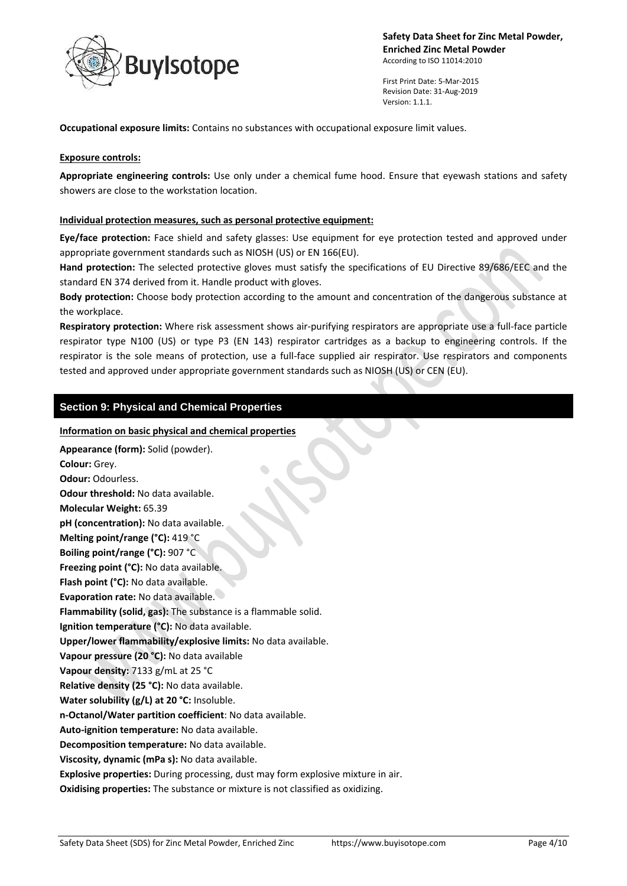**Occupational exposure limits:** Contains no substances with occupational exposure limit values.

**Exposure controls:**

**Appropriate engineering controls:** Use only under a chemical fume hood. Ensure that eyewash stations and safety showers are close to the workstation location.

**Individual protection measures, such as personal protective equipment:**

**Eye/face protection:** Face shield and safety glasses: Use equipment for eye protection tested and approved under appropriate government standards such as NIOSH (US) or EN 166(EU).

**Hand protection:** The selected protective gloves must satisfy the specifications of EU Directive 89/686/EEC and the standard EN 374 derived from it. Handle product with gloves.

**Body protection:** Choose body protection according to the amount and concentration of the dangerous substance at the workplace.

**Respiratory protection:** Where risk assessment shows air-purifying respirators are appropriate use a full-face particle respirator type N100 (US) or type P3 (EN 143) respirator cartridges as a backup to engineering controls. If the respirator is the sole means of protection, use a full-face supplied air respirator. Use respirators and components tested and approved under appropriate government standards such as NIOSH (US) or CEN (EU).

## Section 9: Physical and Chemical Properties

**Information on basic physical and chemical properties**

**Appearance (form):** Solid (powder).
**Colour:** Grey.
**Odour:** Odourless.
**Odour threshold:** No data available.
**Molecular Weight:** 65.39
**pH (concentration):** No data available.
**Melting point/range (°C):** 419 °C
**Boiling point/range (°C):** 907 °C
**Freezing point (°C):** No data available.
**Flash point (°C):** No data available.
**Evaporation rate:** No data available.
**Flammability (solid, gas):** The substance is a flammable solid.
**Ignition temperature (°C):** No data available.
**Upper/lower flammability/explosive limits:** No data available.
**Vapour pressure (20 °C):** No data available
**Vapour density:** 7133 g/mL at 25 °C
**Relative density (25 °C):** No data available.
**Water solubility (g/L) at 20 °C:** Insoluble.
**n-Octanol/Water partition coefficient**: No data available.
**Auto-ignition temperature:** No data available.
**Decomposition temperature:** No data available.
**Viscosity, dynamic (mPa s):** No data available.
**Explosive properties:** During processing, dust may form explosive mixture in air.
**Oxidising properties:** The substance or mixture is not classified as oxidizing.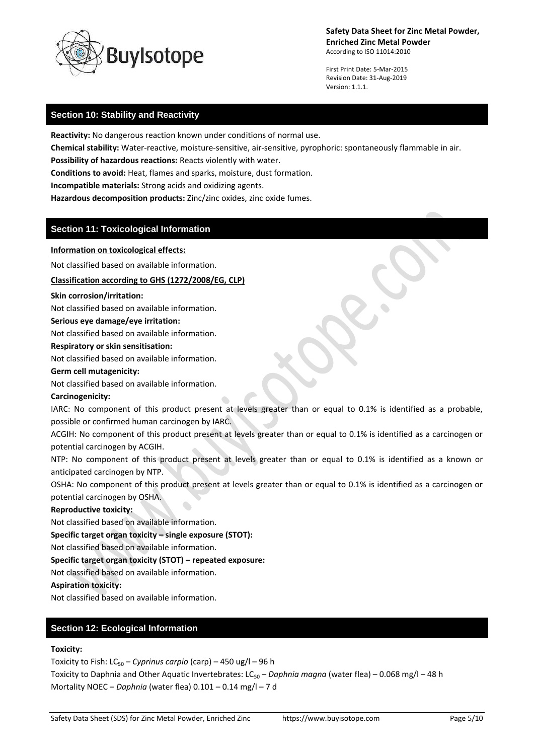## Section 10: Stability and Reactivity

**Reactivity:** No dangerous reaction known under conditions of normal use.

**Chemical stability:** Water-reactive, moisture-sensitive, air-sensitive, pyrophoric: spontaneously flammable in air.

**Possibility of hazardous reactions:** Reacts violently with water.

**Conditions to avoid:** Heat, flames and sparks, moisture, dust formation.

**Incompatible materials:** Strong acids and oxidizing agents.

**Hazardous decomposition products:** Zinc/zinc oxides, zinc oxide fumes.

## Section 11: Toxicological Information

**Information on toxicological effects:**

Not classified based on available information.

**Classification according to GHS (1272/2008/EG, CLP)**

**Skin corrosion/irritation:**

Not classified based on available information.

**Serious eye damage/eye irritation:**

Not classified based on available information.

**Respiratory or skin sensitisation:**

Not classified based on available information.

**Germ cell mutagenicity:**

Not classified based on available information.

**Carcinogenicity:**

IARC: No component of this product present at levels greater than or equal to 0.1% is identified as a probable, possible or confirmed human carcinogen by IARC.

ACGIH: No component of this product present at levels greater than or equal to 0.1% is identified as a carcinogen or potential carcinogen by ACGIH.

NTP: No component of this product present at levels greater than or equal to 0.1% is identified as a known or anticipated carcinogen by NTP.

OSHA: No component of this product present at levels greater than or equal to 0.1% is identified as a carcinogen or potential carcinogen by OSHA.

**Reproductive toxicity:**

Not classified based on available information.

**Specific target organ toxicity – single exposure (STOT):**

Not classified based on available information.

**Specific target organ toxicity (STOT) – repeated exposure:**

Not classified based on available information.

**Aspiration toxicity:**

Not classified based on available information.

## Section 12: Ecological Information

**Toxicity:**

Toxicity to Fish: $LC_{50}$ – *Cyprinus carpio* (carp) – 450 ug/l – 96 h

Toxicity to Daphnia and Other Aquatic Invertebrates: $LC_{50}$ – *Daphnia magna* (water flea) – 0.068 mg/l – 48 h

Mortality NOEC – *Daphnia* (water flea) 0.101 – 0.14 mg/l – 7 d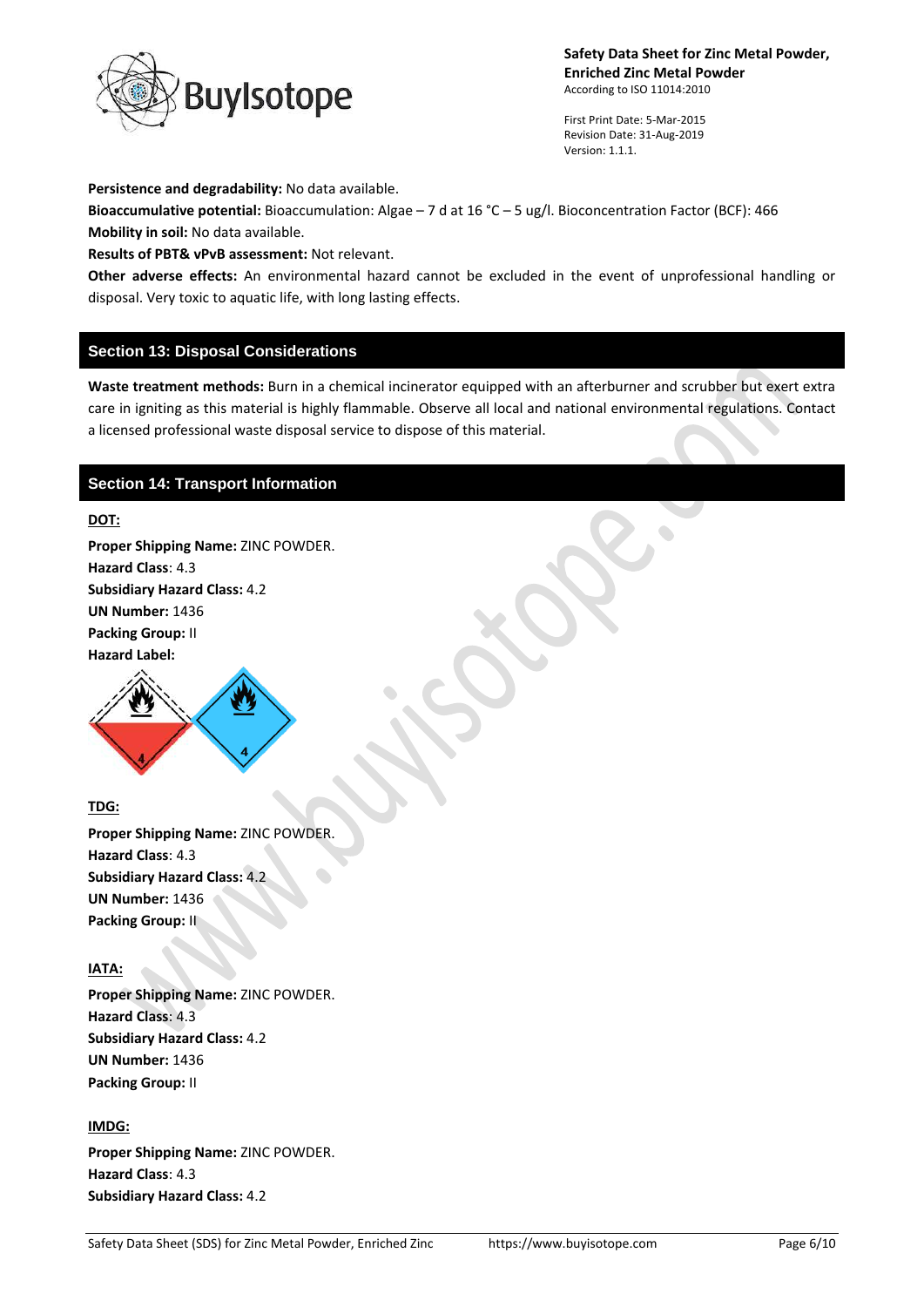**Persistence and degradability:** No data available.

**Bioaccumulative potential:** Bioaccumulation: Algae – 7 d at 16 °C – 5 ug/l. Bioconcentration Factor (BCF): 466

**Mobility in soil:** No data available.

**Results of PBT& vPvB assessment:** Not relevant.

**Other adverse effects:** An environmental hazard cannot be excluded in the event of unprofessional handling or disposal. Very toxic to aquatic life, with long lasting effects.

## Section 13: Disposal Considerations

**Waste treatment methods:** Burn in a chemical incinerator equipped with an afterburner and scrubber but exert extra care in igniting as this material is highly flammable. Observe all local and national environmental regulations. Contact a licensed professional waste disposal service to dispose of this material.

## Section 14: Transport Information

**DOT:**

**Proper Shipping Name:** ZINC POWDER.
**Hazard Class**: 4.3
**Subsidiary Hazard Class:** 4.2
**UN Number:** 1436
**Packing Group:** II
**Hazard Label:**

**TDG:**

**Proper Shipping Name:** ZINC POWDER.
**Hazard Class**: 4.3
**Subsidiary Hazard Class:** 4.2
**UN Number:** 1436
**Packing Group:** II

**IATA:**

**Proper Shipping Name:** ZINC POWDER.
**Hazard Class**: 4.3
**Subsidiary Hazard Class:** 4.2
**UN Number:** 1436
**Packing Group:** II

**IMDG:**

**Proper Shipping Name:** ZINC POWDER.
**Hazard Class**: 4.3
**Subsidiary Hazard Class:** 4.2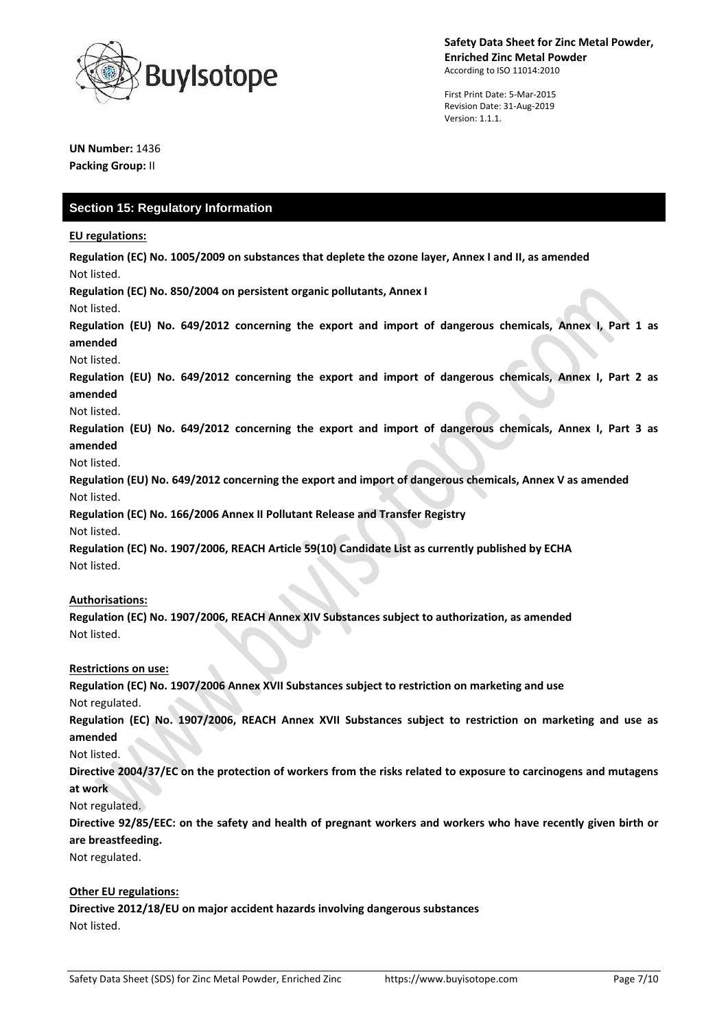**UN Number:** 1436
**Packing Group:** II

## Section 15: Regulatory Information

**EU regulations:**

**Regulation (EC) No. 1005/2009 on substances that deplete the ozone layer, Annex I and II, as amended**
Not listed.

**Regulation (EC) No. 850/2004 on persistent organic pollutants, Annex I**
Not listed.

**Regulation (EU) No. 649/2012 concerning the export and import of dangerous chemicals, Annex I, Part 1 as amended**
Not listed.

**Regulation (EU) No. 649/2012 concerning the export and import of dangerous chemicals, Annex I, Part 2 as amended**
Not listed.

**Regulation (EU) No. 649/2012 concerning the export and import of dangerous chemicals, Annex I, Part 3 as amended**
Not listed.

**Regulation (EU) No. 649/2012 concerning the export and import of dangerous chemicals, Annex V as amended**
Not listed.

**Regulation (EC) No. 166/2006 Annex II Pollutant Release and Transfer Registry**
Not listed.

**Regulation (EC) No. 1907/2006, REACH Article 59(10) Candidate List as currently published by ECHA**
Not listed.

**Authorisations:**

**Regulation (EC) No. 1907/2006, REACH Annex XIV Substances subject to authorization, as amended**
Not listed.

**Restrictions on use:**

**Regulation (EC) No. 1907/2006 Annex XVII Substances subject to restriction on marketing and use**
Not regulated.

**Regulation (EC) No. 1907/2006, REACH Annex XVII Substances subject to restriction on marketing and use as amended**
Not listed.

**Directive 2004/37/EC on the protection of workers from the risks related to exposure to carcinogens and mutagens at work**
Not regulated.

**Directive 92/85/EEC: on the safety and health of pregnant workers and workers who have recently given birth or are breastfeeding.**
Not regulated.

**Other EU regulations:**

**Directive 2012/18/EU on major accident hazards involving dangerous substances**
Not listed.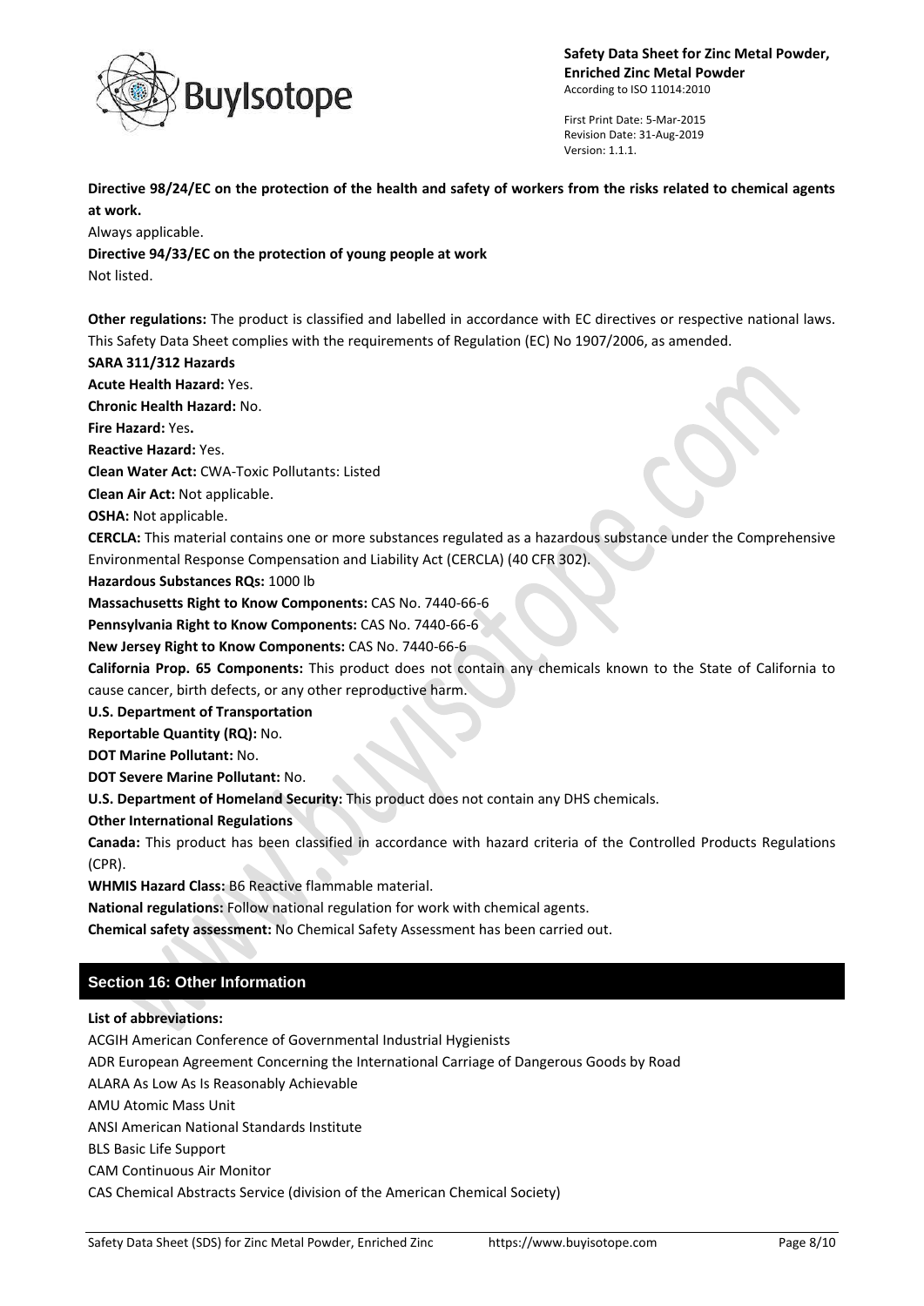**Directive 98/24/EC on the protection of the health and safety of workers from the risks related to chemical agents at work.**

Always applicable.

**Directive 94/33/EC on the protection of young people at work**

Not listed.

**Other regulations:** The product is classified and labelled in accordance with EC directives or respective national laws. This Safety Data Sheet complies with the requirements of Regulation (EC) No 1907/2006, as amended.

**SARA 311/312 Hazards**

**Acute Health Hazard:** Yes.

**Chronic Health Hazard:** No.

**Fire Hazard:** Yes**.**

**Reactive Hazard:** Yes.

**Clean Water Act:** CWA-Toxic Pollutants: Listed

**Clean Air Act:** Not applicable.

**OSHA:** Not applicable.

**CERCLA:** This material contains one or more substances regulated as a hazardous substance under the Comprehensive Environmental Response Compensation and Liability Act (CERCLA) (40 CFR 302).

**Hazardous Substances RQs:** 1000 lb

**Massachusetts Right to Know Components:** CAS No. 7440-66-6

**Pennsylvania Right to Know Components:** CAS No. 7440-66-6

**New Jersey Right to Know Components:** CAS No. 7440-66-6

**California Prop. 65 Components:** This product does not contain any chemicals known to the State of California to cause cancer, birth defects, or any other reproductive harm.

**U.S. Department of Transportation**

**Reportable Quantity (RQ):** No.

**DOT Marine Pollutant:** No.

**DOT Severe Marine Pollutant:** No.

**U.S. Department of Homeland Security:** This product does not contain any DHS chemicals.

**Other International Regulations**

**Canada:** This product has been classified in accordance with hazard criteria of the Controlled Products Regulations (CPR).

**WHMIS Hazard Class:** B6 Reactive flammable material.

**National regulations:** Follow national regulation for work with chemical agents.

**Chemical safety assessment:** No Chemical Safety Assessment has been carried out.

## Section 16: Other Information

**List of abbreviations:**

ACGIH American Conference of Governmental Industrial Hygienists

ADR European Agreement Concerning the International Carriage of Dangerous Goods by Road

ALARA As Low As Is Reasonably Achievable

AMU Atomic Mass Unit

ANSI American National Standards Institute

BLS Basic Life Support

CAM Continuous Air Monitor

CAS Chemical Abstracts Service (division of the American Chemical Society)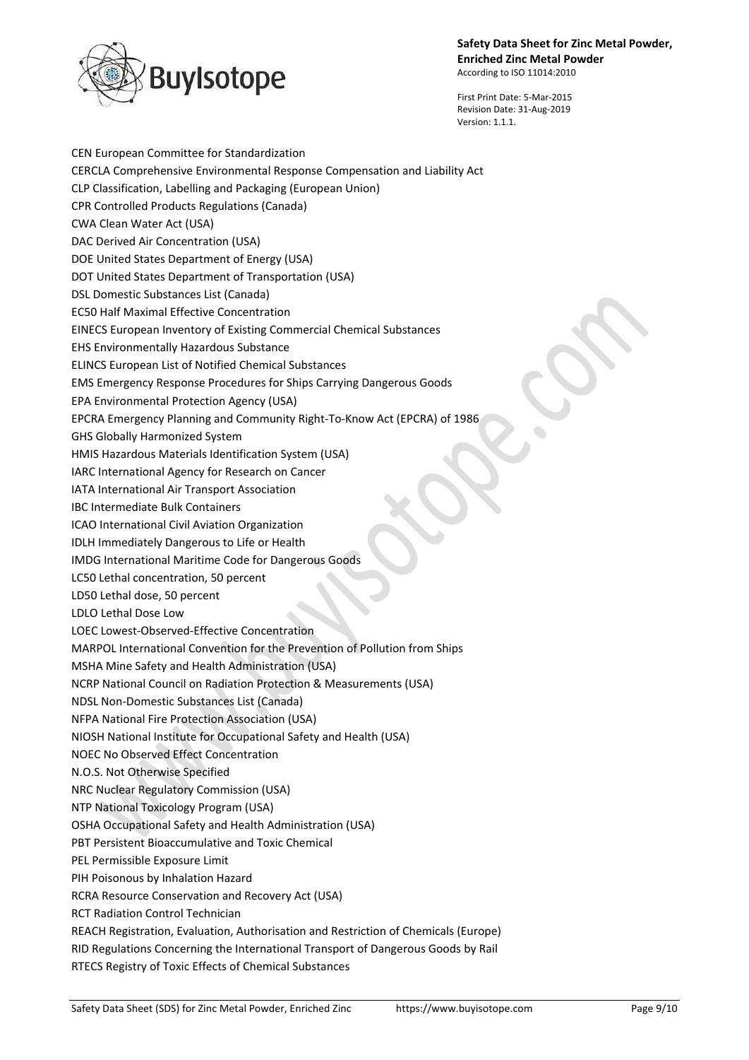CEN European Committee for Standardization

CERCLA Comprehensive Environmental Response Compensation and Liability Act

CLP Classification, Labelling and Packaging (European Union)

CPR Controlled Products Regulations (Canada)

CWA Clean Water Act (USA)

DAC Derived Air Concentration (USA)

DOE United States Department of Energy (USA)

DOT United States Department of Transportation (USA)

DSL Domestic Substances List (Canada)

EC50 Half Maximal Effective Concentration

EINECS European Inventory of Existing Commercial Chemical Substances

EHS Environmentally Hazardous Substance

ELINCS European List of Notified Chemical Substances

EMS Emergency Response Procedures for Ships Carrying Dangerous Goods

EPA Environmental Protection Agency (USA)

EPCRA Emergency Planning and Community Right-To-Know Act (EPCRA) of 1986

GHS Globally Harmonized System

HMIS Hazardous Materials Identification System (USA)

IARC International Agency for Research on Cancer

IATA International Air Transport Association

IBC Intermediate Bulk Containers

ICAO International Civil Aviation Organization

IDLH Immediately Dangerous to Life or Health

IMDG International Maritime Code for Dangerous Goods

LC50 Lethal concentration, 50 percent

LD50 Lethal dose, 50 percent

LDLO Lethal Dose Low

LOEC Lowest-Observed-Effective Concentration

MARPOL International Convention for the Prevention of Pollution from Ships

MSHA Mine Safety and Health Administration (USA)

NCRP National Council on Radiation Protection & Measurements (USA)

NDSL Non-Domestic Substances List (Canada)

NFPA National Fire Protection Association (USA)

NIOSH National Institute for Occupational Safety and Health (USA)

NOEC No Observed Effect Concentration

N.O.S. Not Otherwise Specified

NRC Nuclear Regulatory Commission (USA)

NTP National Toxicology Program (USA)

OSHA Occupational Safety and Health Administration (USA)

PBT Persistent Bioaccumulative and Toxic Chemical

PEL Permissible Exposure Limit

PIH Poisonous by Inhalation Hazard

RCRA Resource Conservation and Recovery Act (USA)

RCT Radiation Control Technician

REACH Registration, Evaluation, Authorisation and Restriction of Chemicals (Europe)

RID Regulations Concerning the International Transport of Dangerous Goods by Rail

RTECS Registry of Toxic Effects of Chemical Substances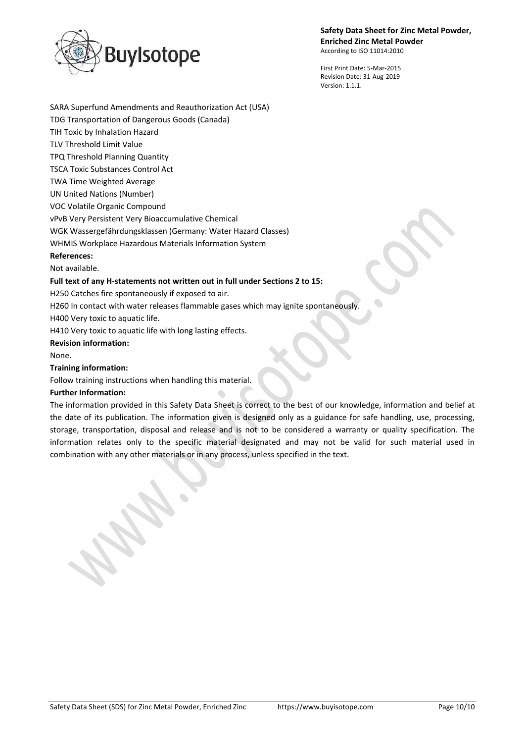SARA Superfund Amendments and Reauthorization Act (USA)

TDG Transportation of Dangerous Goods (Canada)

TIH Toxic by Inhalation Hazard

TLV Threshold Limit Value

TPQ Threshold Planning Quantity

TSCA Toxic Substances Control Act

TWA Time Weighted Average

UN United Nations (Number)

VOC Volatile Organic Compound

vPvB Very Persistent Very Bioaccumulative Chemical

WGK Wassergefährdungsklassen (Germany: Water Hazard Classes)

WHMIS Workplace Hazardous Materials Information System

**References:**

Not available.

**Full text of any H-statements not written out in full under Sections 2 to 15:**

H250 Catches fire spontaneously if exposed to air.

H260 In contact with water releases flammable gases which may ignite spontaneously.

H400 Very toxic to aquatic life.

H410 Very toxic to aquatic life with long lasting effects.

**Revision information:**

None.

**Training information:**

Follow training instructions when handling this material.

**Further Information:**

The information provided in this Safety Data Sheet is correct to the best of our knowledge, information and belief at the date of its publication. The information given is designed only as a guidance for safe handling, use, processing, storage, transportation, disposal and release and is not to be considered a warranty or quality specification. The information relates only to the specific material designated and may not be valid for such material used in combination with any other materials or in any process, unless specified in the text.